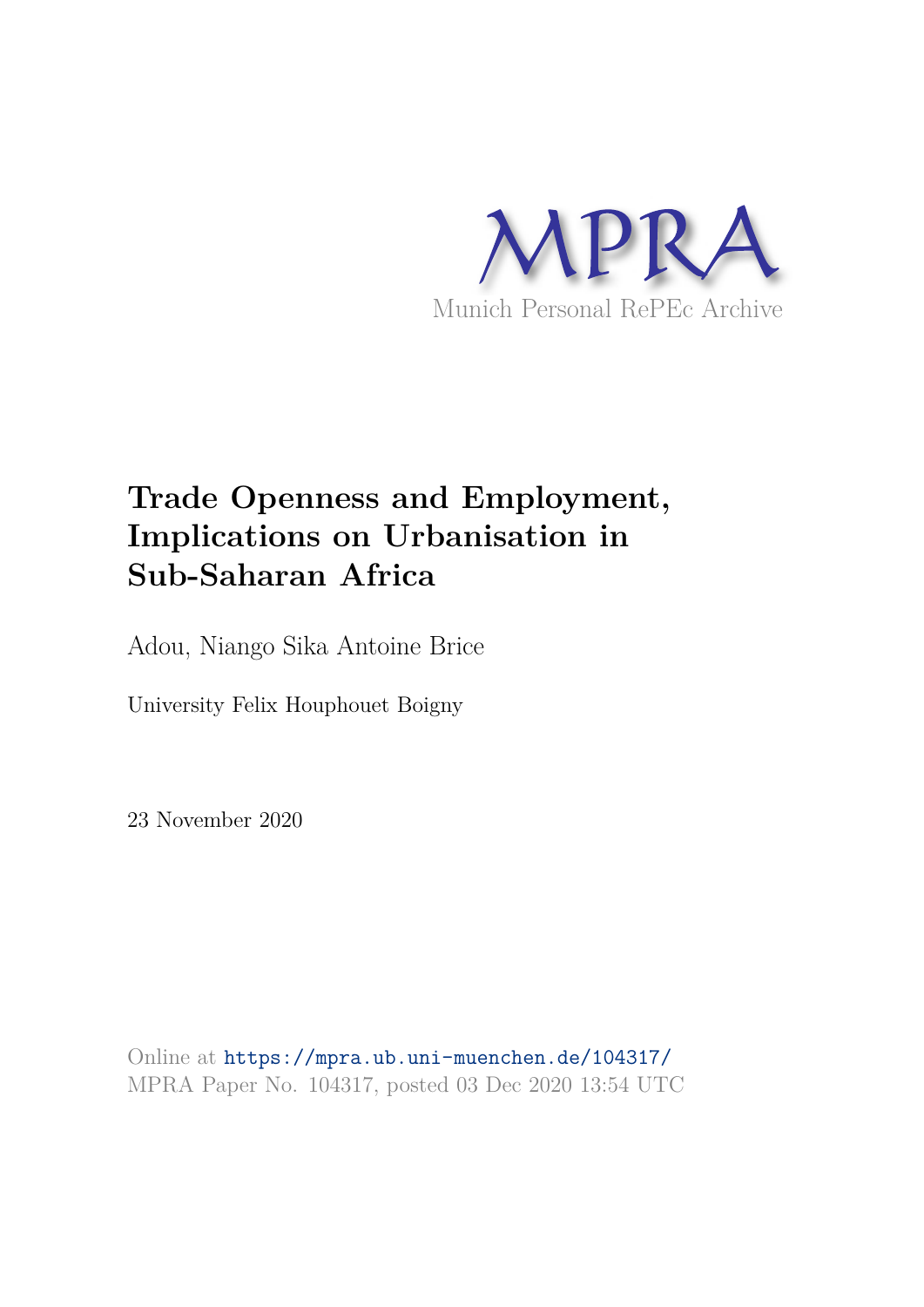MPRA

Munich Personal RePEc Archive

# Trade Openness and Employment, Implications on Urbanisation in Sub-Saharan Africa

Adou, Niango Sika Antoine Brice

University Felix Houphouet Boigny

23 November 2020

Online at https://mpra.ub.uni-muenchen.de/104317/
MPRA Paper No. 104317, posted 03 Dec 2020 13:54 UTC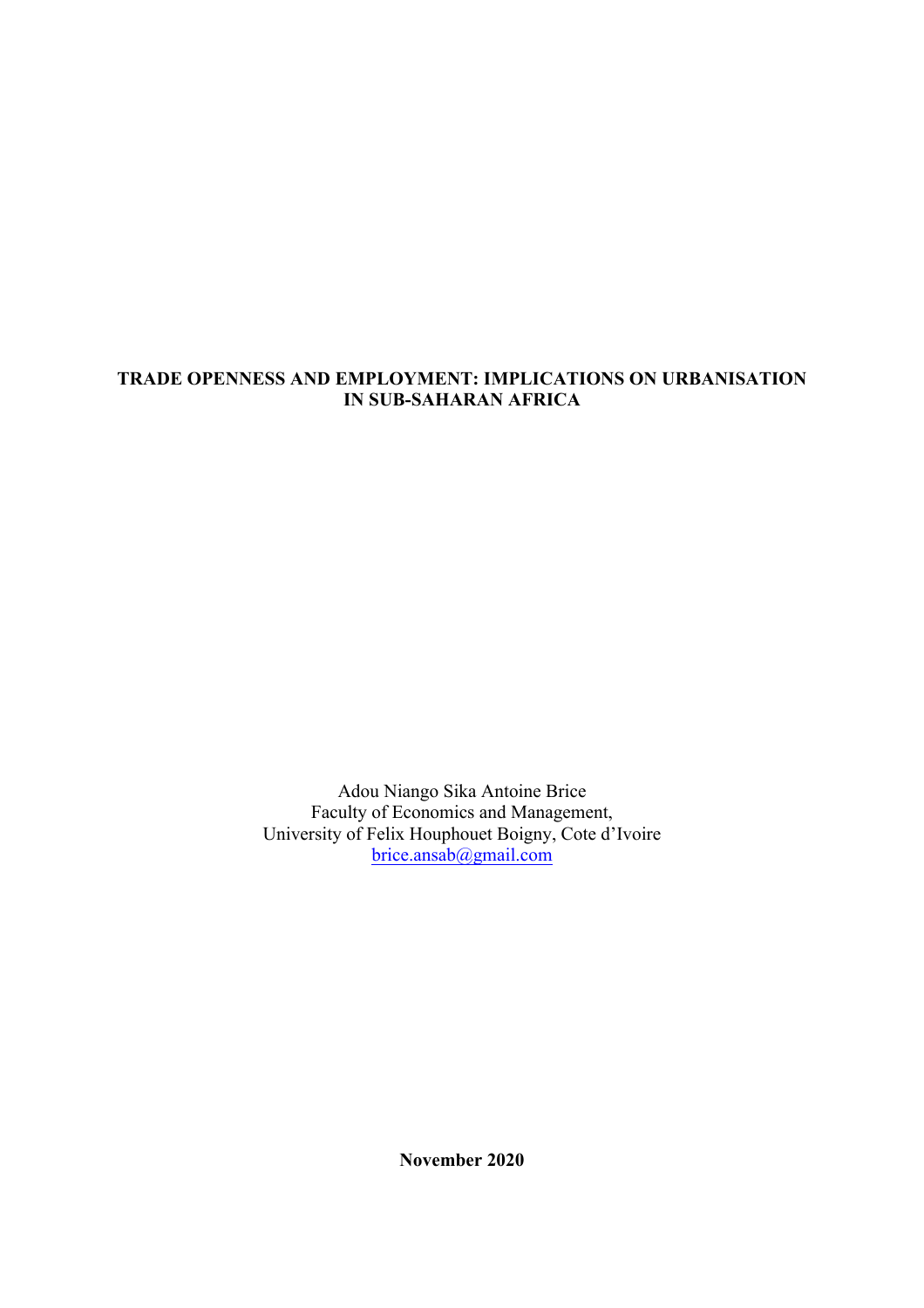# TRADE OPENNESS AND EMPLOYMENT: IMPLICATIONS ON URBANISATION IN SUB-SAHARAN AFRICA

Adou Niango Sika Antoine Brice
Faculty of Economics and Management,
University of Felix Houphouet Boigny, Cote d'Ivoire
brice.ansab@gmail.com

**November 2020**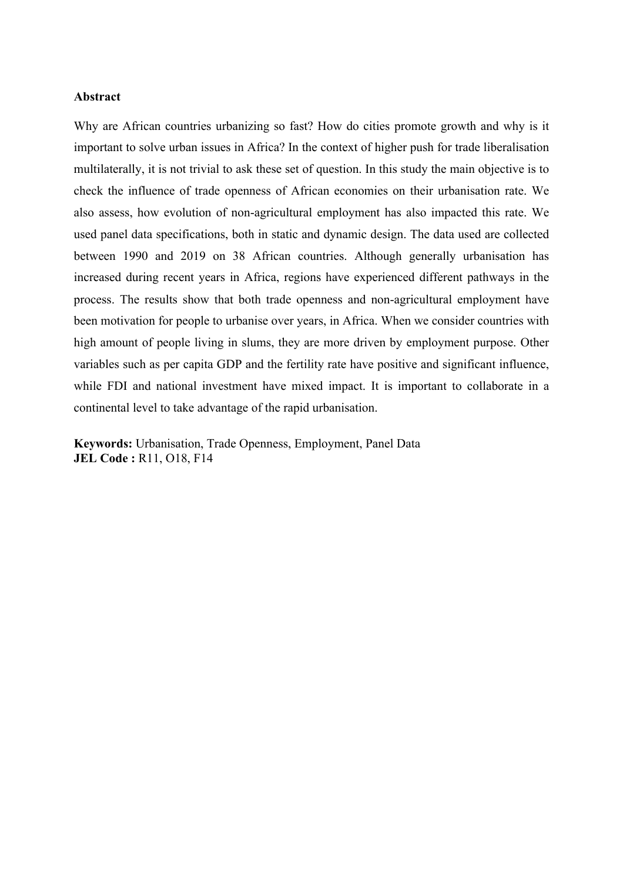**Abstract**

Why are African countries urbanizing so fast? How do cities promote growth and why is it important to solve urban issues in Africa? In the context of higher push for trade liberalisation multilaterally, it is not trivial to ask these set of question. In this study the main objective is to check the influence of trade openness of African economies on their urbanisation rate. We also assess, how evolution of non-agricultural employment has also impacted this rate. We used panel data specifications, both in static and dynamic design. The data used are collected between 1990 and 2019 on 38 African countries. Although generally urbanisation has increased during recent years in Africa, regions have experienced different pathways in the process. The results show that both trade openness and non-agricultural employment have been motivation for people to urbanise over years, in Africa. When we consider countries with high amount of people living in slums, they are more driven by employment purpose. Other variables such as per capita GDP and the fertility rate have positive and significant influence, while FDI and national investment have mixed impact. It is important to collaborate in a continental level to take advantage of the rapid urbanisation.

**Keywords:** Urbanisation, Trade Openness, Employment, Panel Data
**JEL Code :** R11, O18, F14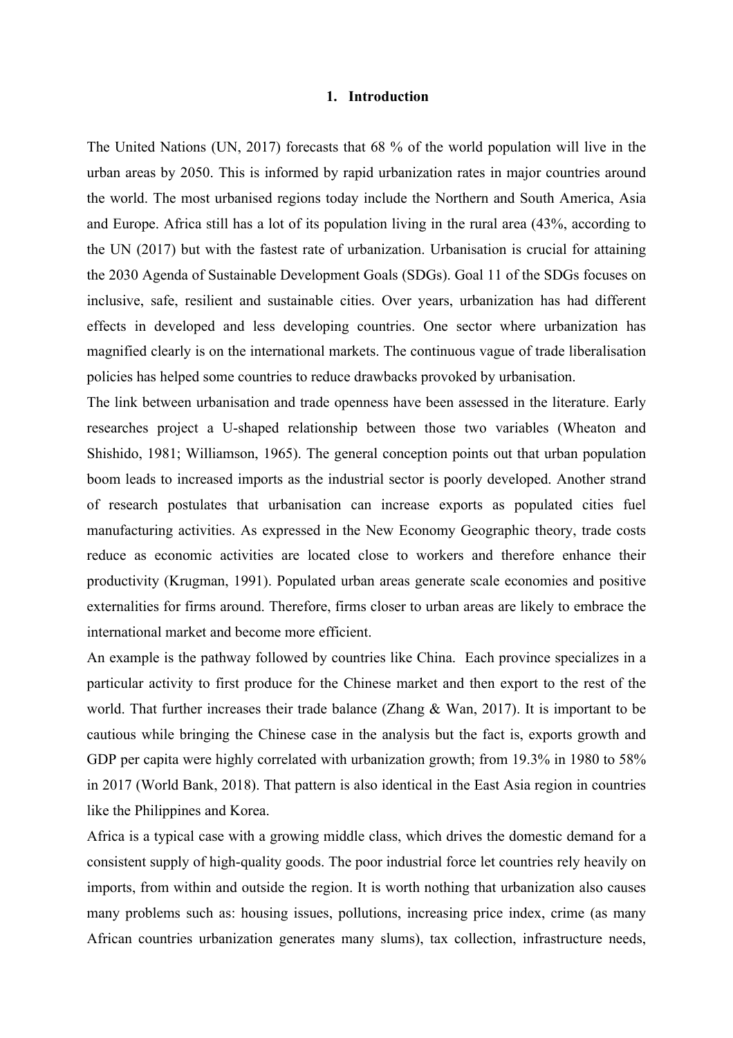# 1. Introduction

The United Nations (UN, 2017) forecasts that 68 % of the world population will live in the urban areas by 2050. This is informed by rapid urbanization rates in major countries around the world. The most urbanised regions today include the Northern and South America, Asia and Europe. Africa still has a lot of its population living in the rural area (43%, according to the UN (2017) but with the fastest rate of urbanization. Urbanisation is crucial for attaining the 2030 Agenda of Sustainable Development Goals (SDGs). Goal 11 of the SDGs focuses on inclusive, safe, resilient and sustainable cities. Over years, urbanization has had different effects in developed and less developing countries. One sector where urbanization has magnified clearly is on the international markets. The continuous vague of trade liberalisation policies has helped some countries to reduce drawbacks provoked by urbanisation.

The link between urbanisation and trade openness have been assessed in the literature. Early researches project a U-shaped relationship between those two variables (Wheaton and Shishido, 1981; Williamson, 1965). The general conception points out that urban population boom leads to increased imports as the industrial sector is poorly developed. Another strand of research postulates that urbanisation can increase exports as populated cities fuel manufacturing activities. As expressed in the New Economy Geographic theory, trade costs reduce as economic activities are located close to workers and therefore enhance their productivity (Krugman, 1991). Populated urban areas generate scale economies and positive externalities for firms around. Therefore, firms closer to urban areas are likely to embrace the international market and become more efficient.

An example is the pathway followed by countries like China. Each province specializes in a particular activity to first produce for the Chinese market and then export to the rest of the world. That further increases their trade balance (Zhang & Wan, 2017). It is important to be cautious while bringing the Chinese case in the analysis but the fact is, exports growth and GDP per capita were highly correlated with urbanization growth; from 19.3% in 1980 to 58% in 2017 (World Bank, 2018). That pattern is also identical in the East Asia region in countries like the Philippines and Korea.

Africa is a typical case with a growing middle class, which drives the domestic demand for a consistent supply of high-quality goods. The poor industrial force let countries rely heavily on imports, from within and outside the region. It is worth nothing that urbanization also causes many problems such as: housing issues, pollutions, increasing price index, crime (as many African countries urbanization generates many slums), tax collection, infrastructure needs,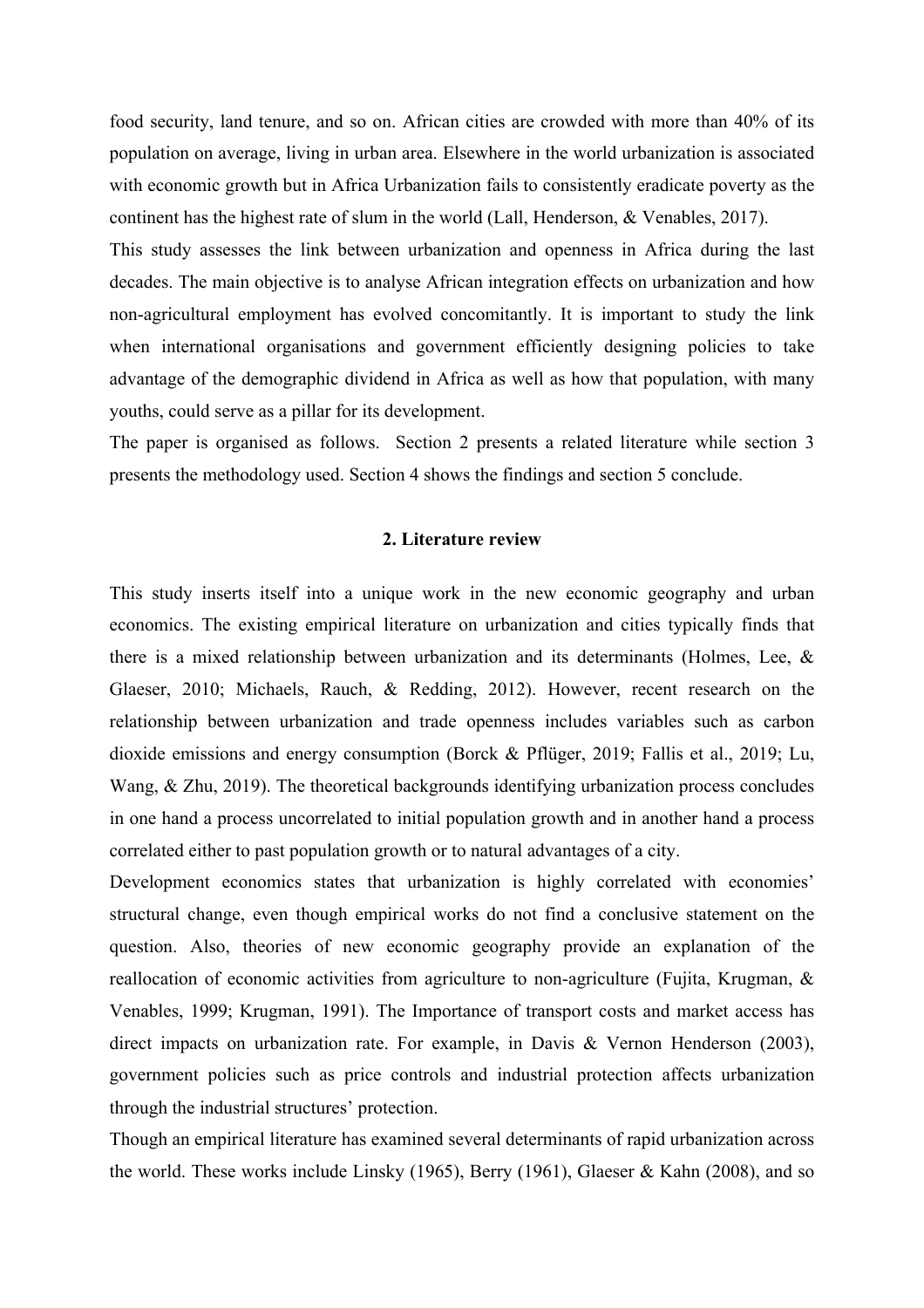food security, land tenure, and so on. African cities are crowded with more than 40% of its population on average, living in urban area. Elsewhere in the world urbanization is associated with economic growth but in Africa Urbanization fails to consistently eradicate poverty as the continent has the highest rate of slum in the world (Lall, Henderson, & Venables, 2017).

This study assesses the link between urbanization and openness in Africa during the last decades. The main objective is to analyse African integration effects on urbanization and how non-agricultural employment has evolved concomitantly. It is important to study the link when international organisations and government efficiently designing policies to take advantage of the demographic dividend in Africa as well as how that population, with many youths, could serve as a pillar for its development.

The paper is organised as follows. Section 2 presents a related literature while section 3 presents the methodology used. Section 4 shows the findings and section 5 conclude.

## 2. Literature review

This study inserts itself into a unique work in the new economic geography and urban economics. The existing empirical literature on urbanization and cities typically finds that there is a mixed relationship between urbanization and its determinants (Holmes, Lee, & Glaeser, 2010; Michaels, Rauch, & Redding, 2012). However, recent research on the relationship between urbanization and trade openness includes variables such as carbon dioxide emissions and energy consumption (Borck & Pflüger, 2019; Fallis et al., 2019; Lu, Wang, & Zhu, 2019). The theoretical backgrounds identifying urbanization process concludes in one hand a process uncorrelated to initial population growth and in another hand a process correlated either to past population growth or to natural advantages of a city.

Development economics states that urbanization is highly correlated with economies' structural change, even though empirical works do not find a conclusive statement on the question. Also, theories of new economic geography provide an explanation of the reallocation of economic activities from agriculture to non-agriculture (Fujita, Krugman, & Venables, 1999; Krugman, 1991). The Importance of transport costs and market access has direct impacts on urbanization rate. For example, in Davis & Vernon Henderson (2003), government policies such as price controls and industrial protection affects urbanization through the industrial structures' protection.

Though an empirical literature has examined several determinants of rapid urbanization across the world. These works include Linsky (1965), Berry (1961), Glaeser & Kahn (2008), and so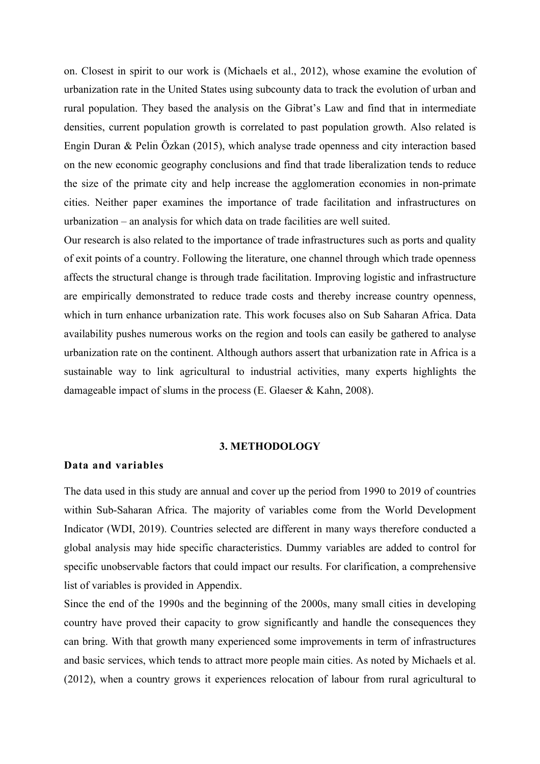on. Closest in spirit to our work is (Michaels et al., 2012), whose examine the evolution of urbanization rate in the United States using subcounty data to track the evolution of urban and rural population. They based the analysis on the Gibrat's Law and find that in intermediate densities, current population growth is correlated to past population growth. Also related is Engin Duran & Pelin Özkan (2015), which analyse trade openness and city interaction based on the new economic geography conclusions and find that trade liberalization tends to reduce the size of the primate city and help increase the agglomeration economies in non-primate cities. Neither paper examines the importance of trade facilitation and infrastructures on urbanization – an analysis for which data on trade facilities are well suited.

Our research is also related to the importance of trade infrastructures such as ports and quality of exit points of a country. Following the literature, one channel through which trade openness affects the structural change is through trade facilitation. Improving logistic and infrastructure are empirically demonstrated to reduce trade costs and thereby increase country openness, which in turn enhance urbanization rate. This work focuses also on Sub Saharan Africa. Data availability pushes numerous works on the region and tools can easily be gathered to analyse urbanization rate on the continent. Although authors assert that urbanization rate in Africa is a sustainable way to link agricultural to industrial activities, many experts highlights the damageable impact of slums in the process (E. Glaeser & Kahn, 2008).

## 3. METHODOLOGY

### Data and variables

The data used in this study are annual and cover up the period from 1990 to 2019 of countries within Sub-Saharan Africa. The majority of variables come from the World Development Indicator (WDI, 2019). Countries selected are different in many ways therefore conducted a global analysis may hide specific characteristics. Dummy variables are added to control for specific unobservable factors that could impact our results. For clarification, a comprehensive list of variables is provided in Appendix.

Since the end of the 1990s and the beginning of the 2000s, many small cities in developing country have proved their capacity to grow significantly and handle the consequences they can bring. With that growth many experienced some improvements in term of infrastructures and basic services, which tends to attract more people main cities. As noted by Michaels et al. (2012), when a country grows it experiences relocation of labour from rural agricultural to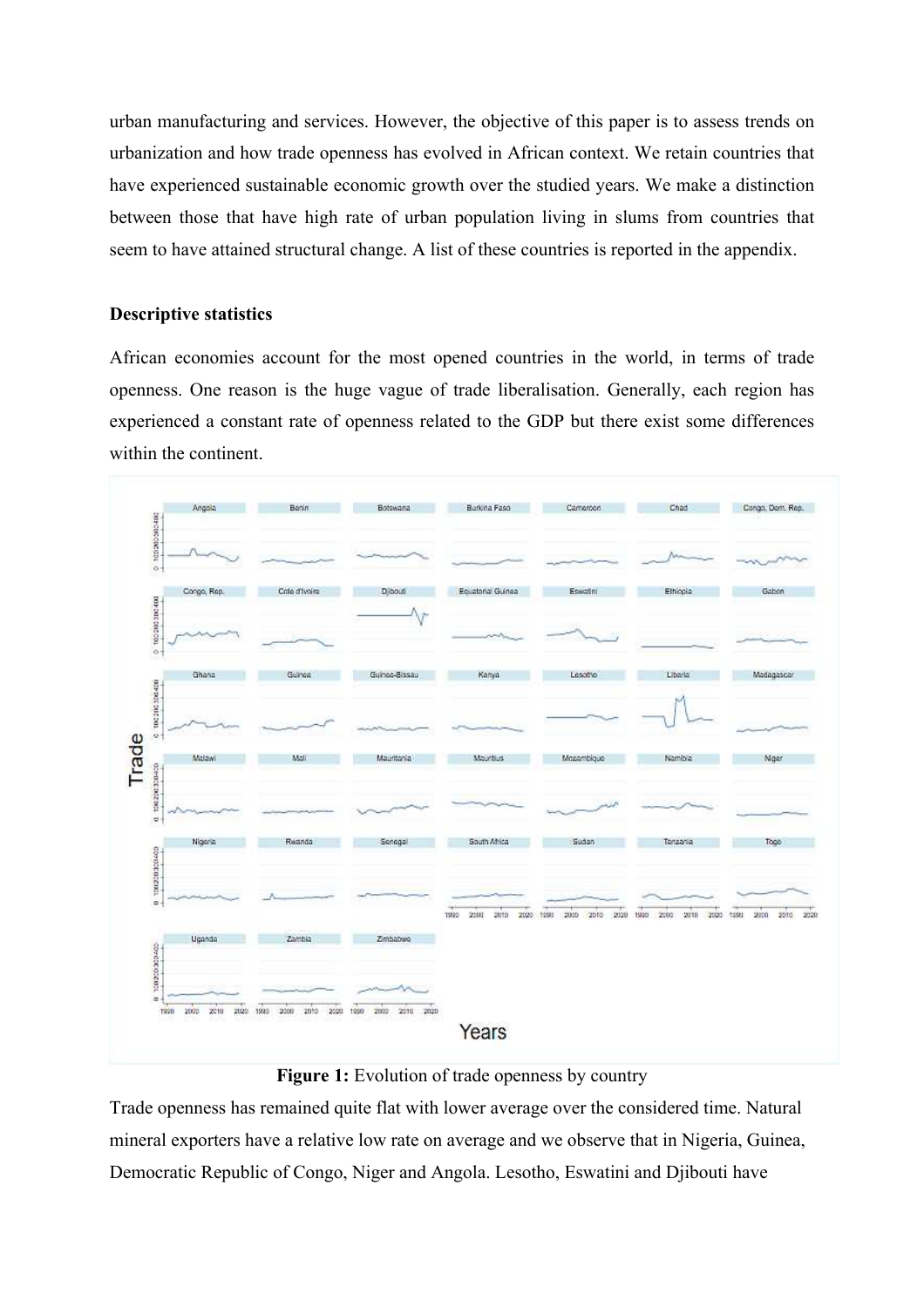urban manufacturing and services. However, the objective of this paper is to assess trends on urbanization and how trade openness has evolved in African context. We retain countries that have experienced sustainable economic growth over the studied years. We make a distinction between those that have high rate of urban population living in slums from countries that seem to have attained structural change. A list of these countries is reported in the appendix.

**Descriptive statistics**

African economies account for the most opened countries in the world, in terms of trade openness. One reason is the huge vague of trade liberalisation. Generally, each region has experienced a constant rate of openness related to the GDP but there exist some differences within the continent.

**Figure 1:** Evolution of trade openness by country

Trade openness has remained quite flat with lower average over the considered time. Natural mineral exporters have a relative low rate on average and we observe that in Nigeria, Guinea, Democratic Republic of Congo, Niger and Angola. Lesotho, Eswatini and Djibouti have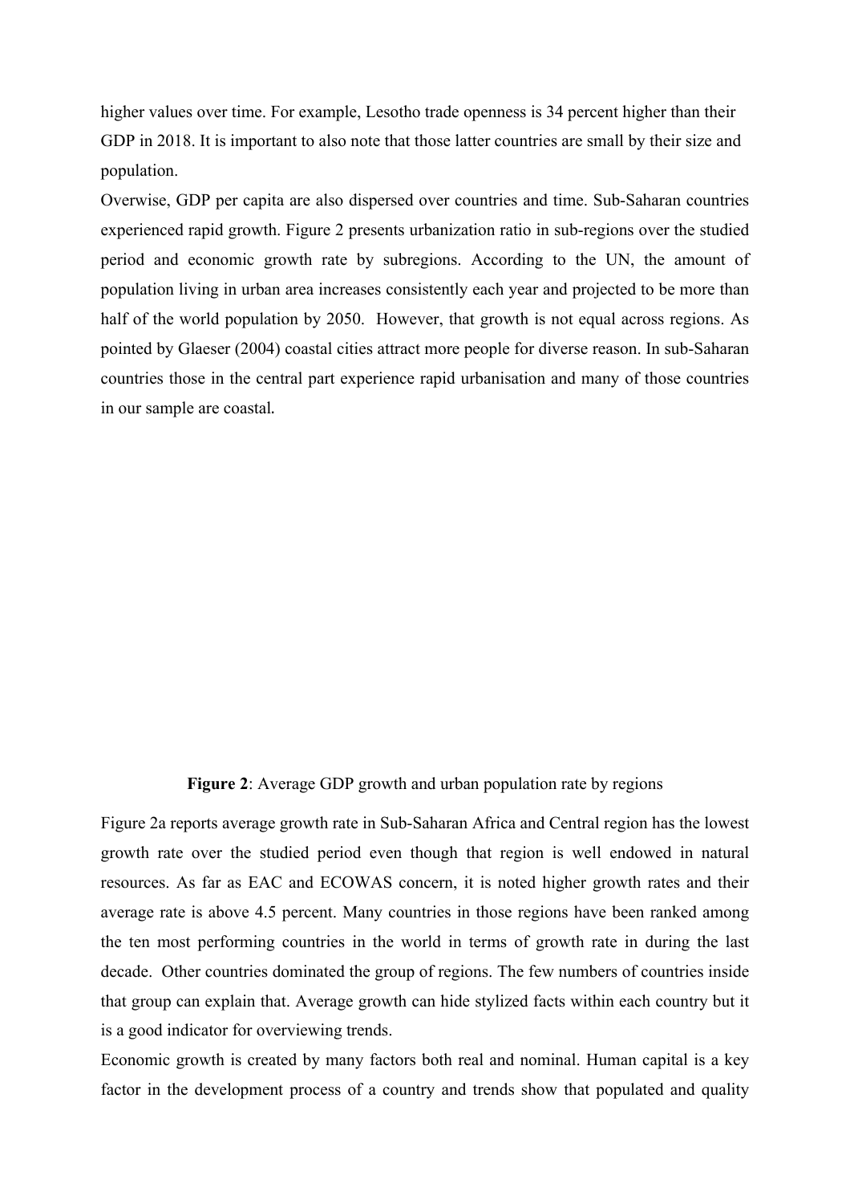higher values over time. For example, Lesotho trade openness is 34 percent higher than their GDP in 2018. It is important to also note that those latter countries are small by their size and population.

Overwise, GDP per capita are also dispersed over countries and time. Sub-Saharan countries experienced rapid growth. Figure 2 presents urbanization ratio in sub-regions over the studied period and economic growth rate by subregions. According to the UN, the amount of population living in urban area increases consistently each year and projected to be more than half of the world population by 2050. However, that growth is not equal across regions. As pointed by Glaeser (2004) coastal cities attract more people for diverse reason. In sub-Saharan countries those in the central part experience rapid urbanisation and many of those countries in our sample are coastal.

**Figure 2**: Average GDP growth and urban population rate by regions

Figure 2a reports average growth rate in Sub-Saharan Africa and Central region has the lowest growth rate over the studied period even though that region is well endowed in natural resources. As far as EAC and ECOWAS concern, it is noted higher growth rates and their average rate is above 4.5 percent. Many countries in those regions have been ranked among the ten most performing countries in the world in terms of growth rate in during the last decade. Other countries dominated the group of regions. The few numbers of countries inside that group can explain that. Average growth can hide stylized facts within each country but it is a good indicator for overviewing trends.

Economic growth is created by many factors both real and nominal. Human capital is a key factor in the development process of a country and trends show that populated and quality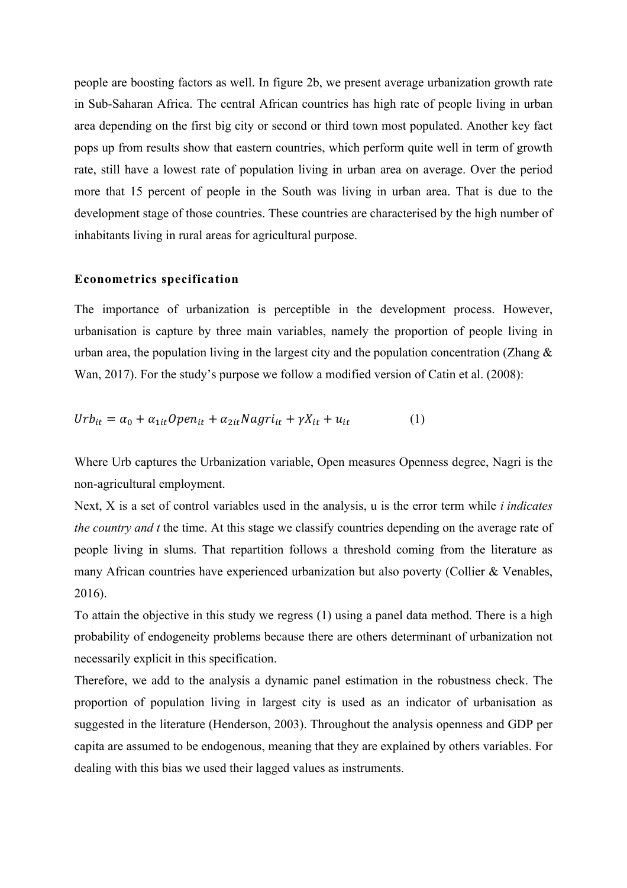people are boosting factors as well. In figure 2b, we present average urbanization growth rate in Sub-Saharan Africa. The central African countries has high rate of people living in urban area depending on the first big city or second or third town most populated. Another key fact pops up from results show that eastern countries, which perform quite well in term of growth rate, still have a lowest rate of population living in urban area on average. Over the period more that 15 percent of people in the South was living in urban area. That is due to the development stage of those countries. These countries are characterised by the high number of inhabitants living in rural areas for agricultural purpose.

**Econometrics specification**

The importance of urbanization is perceptible in the development process. However, urbanisation is capture by three main variables, namely the proportion of people living in urban area, the population living in the largest city and the population concentration (Zhang & Wan, 2017). For the study's purpose we follow a modified version of Catin et al. (2008):

$$Urb_{it} = \alpha_0 + \alpha_{1it} Open_{it} + \alpha_{2it} Nagri_{it} + \gamma X_{it} + u_{it} \qquad (1)$$

Where Urb captures the Urbanization variable, Open measures Openness degree, Nagri is the non-agricultural employment.

Next, X is a set of control variables used in the analysis, u is the error term while *i indicates the country and t* the time. At this stage we classify countries depending on the average rate of people living in slums. That repartition follows a threshold coming from the literature as many African countries have experienced urbanization but also poverty (Collier & Venables, 2016).

To attain the objective in this study we regress (1) using a panel data method. There is a high probability of endogeneity problems because there are others determinant of urbanization not necessarily explicit in this specification.

Therefore, we add to the analysis a dynamic panel estimation in the robustness check. The proportion of population living in largest city is used as an indicator of urbanisation as suggested in the literature (Henderson, 2003). Throughout the analysis openness and GDP per capita are assumed to be endogenous, meaning that they are explained by others variables. For dealing with this bias we used their lagged values as instruments.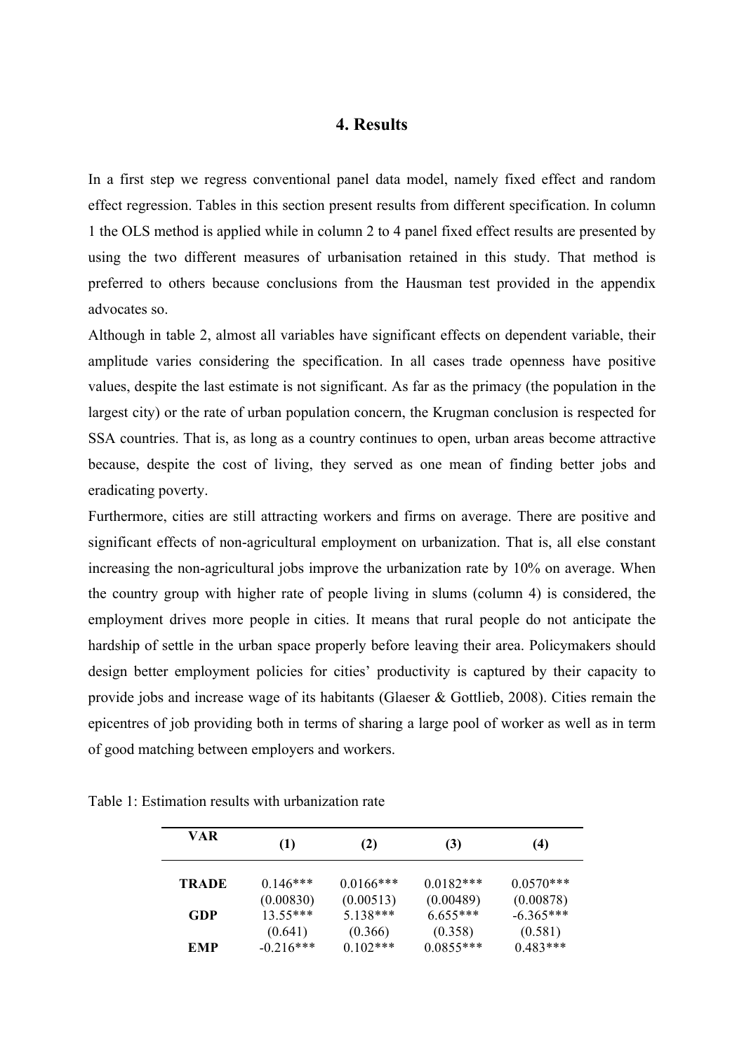## 4. Results

In a first step we regress conventional panel data model, namely fixed effect and random effect regression. Tables in this section present results from different specification. In column 1 the OLS method is applied while in column 2 to 4 panel fixed effect results are presented by using the two different measures of urbanisation retained in this study. That method is preferred to others because conclusions from the Hausman test provided in the appendix advocates so.

Although in table 2, almost all variables have significant effects on dependent variable, their amplitude varies considering the specification. In all cases trade openness have positive values, despite the last estimate is not significant. As far as the primacy (the population in the largest city) or the rate of urban population concern, the Krugman conclusion is respected for SSA countries. That is, as long as a country continues to open, urban areas become attractive because, despite the cost of living, they served as one mean of finding better jobs and eradicating poverty.

Furthermore, cities are still attracting workers and firms on average. There are positive and significant effects of non-agricultural employment on urbanization. That is, all else constant increasing the non-agricultural jobs improve the urbanization rate by 10% on average. When the country group with higher rate of people living in slums (column 4) is considered, the employment drives more people in cities. It means that rural people do not anticipate the hardship of settle in the urban space properly before leaving their area. Policymakers should design better employment policies for cities' productivity is captured by their capacity to provide jobs and increase wage of its habitants (Glaeser & Gottlieb, 2008). Cities remain the epicentres of job providing both in terms of sharing a large pool of worker as well as in term of good matching between employers and workers.

Table 1: Estimation results with urbanization rate

| VAR | (1) | (2) | (3) | (4) |
|---|---|---|---|---|
| **TRADE** | 0.146*** | 0.0166*** | 0.0182*** | 0.0570*** |
| | (0.00830) | (0.00513) | (0.00489) | (0.00878) |
| **GDP** | 13.55*** | 5.138*** | 6.655*** | -6.365*** |
| | (0.641) | (0.366) | (0.358) | (0.581) |
| **EMP** | -0.216*** | 0.102*** | 0.0855*** | 0.483*** |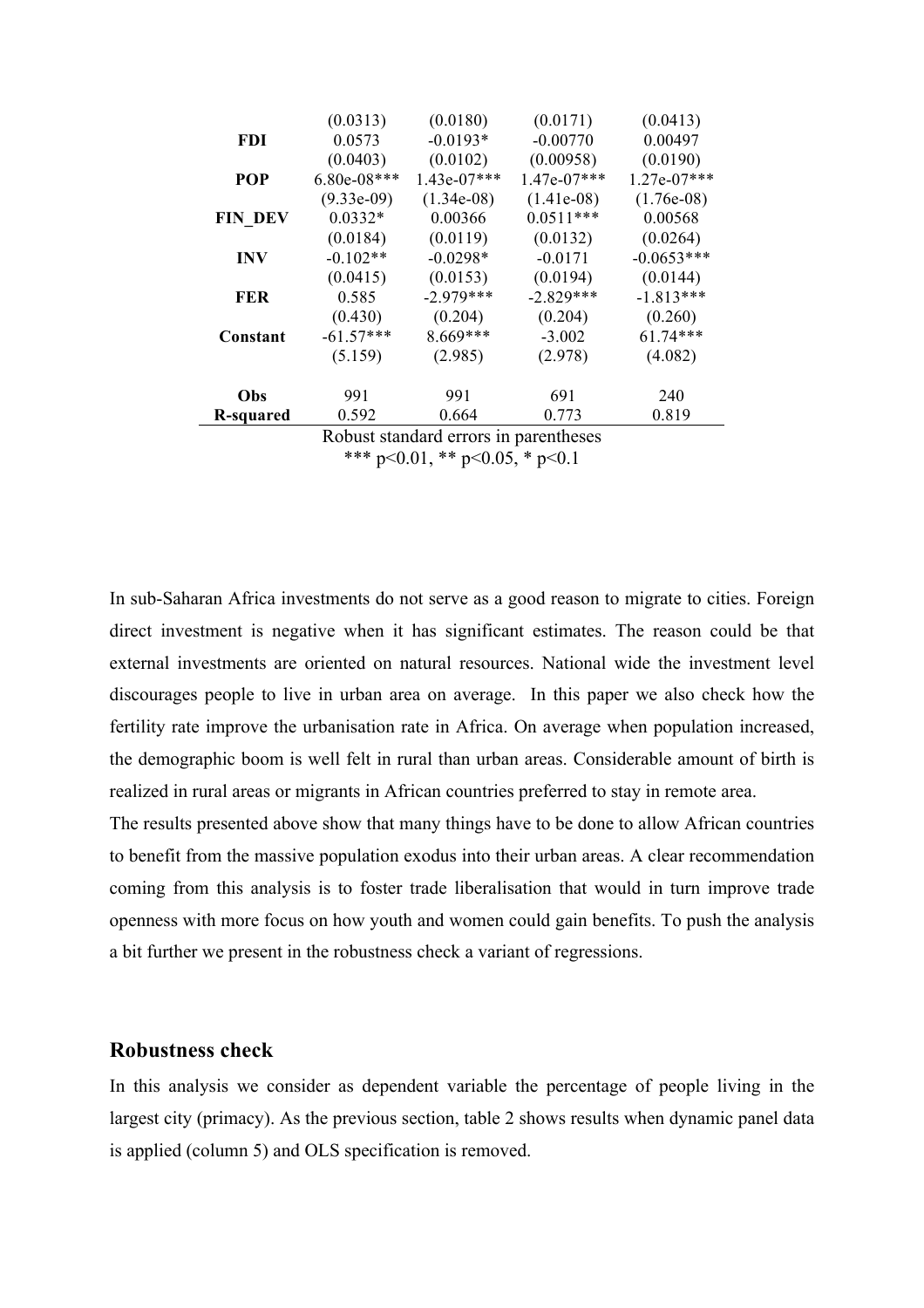| | | | | |
|---|---|---|---|---|
| | (0.0313) | (0.0180) | (0.0171) | (0.0413) |
| **FDI** | 0.0573 | -0.0193* | -0.00770 | 0.00497 |
| | (0.0403) | (0.0102) | (0.00958) | (0.0190) |
| **POP** | 6.80e-08*** | 1.43e-07*** | 1.47e-07*** | 1.27e-07*** |
| | (9.33e-09) | (1.34e-08) | (1.41e-08) | (1.76e-08) |
| **FIN_DEV** | 0.0332* | 0.00366 | 0.0511*** | 0.00568 |
| | (0.0184) | (0.0119) | (0.0132) | (0.0264) |
| **INV** | -0.102** | -0.0298* | -0.0171 | -0.0653*** |
| | (0.0415) | (0.0153) | (0.0194) | (0.0144) |
| **FER** | 0.585 | -2.979*** | -2.829*** | -1.813*** |
| | (0.430) | (0.204) | (0.204) | (0.260) |
| **Constant** | -61.57*** | 8.669*** | -3.002 | 61.74*** |
| | (5.159) | (2.985) | (2.978) | (4.082) |
| | | | | |
| **Obs** | 991 | 991 | 691 | 240 |
| **R-squared** | 0.592 | 0.664 | 0.773 | 0.819 |

Robust standard errors in parentheses

*** p<0.01, ** p<0.05, * p<0.1

In sub-Saharan Africa investments do not serve as a good reason to migrate to cities. Foreign direct investment is negative when it has significant estimates. The reason could be that external investments are oriented on natural resources. National wide the investment level discourages people to live in urban area on average. In this paper we also check how the fertility rate improve the urbanisation rate in Africa. On average when population increased, the demographic boom is well felt in rural than urban areas. Considerable amount of birth is realized in rural areas or migrants in African countries preferred to stay in remote area.

The results presented above show that many things have to be done to allow African countries to benefit from the massive population exodus into their urban areas. A clear recommendation coming from this analysis is to foster trade liberalisation that would in turn improve trade openness with more focus on how youth and women could gain benefits. To push the analysis a bit further we present in the robustness check a variant of regressions.

## Robustness check

In this analysis we consider as dependent variable the percentage of people living in the largest city (primacy). As the previous section, table 2 shows results when dynamic panel data is applied (column 5) and OLS specification is removed.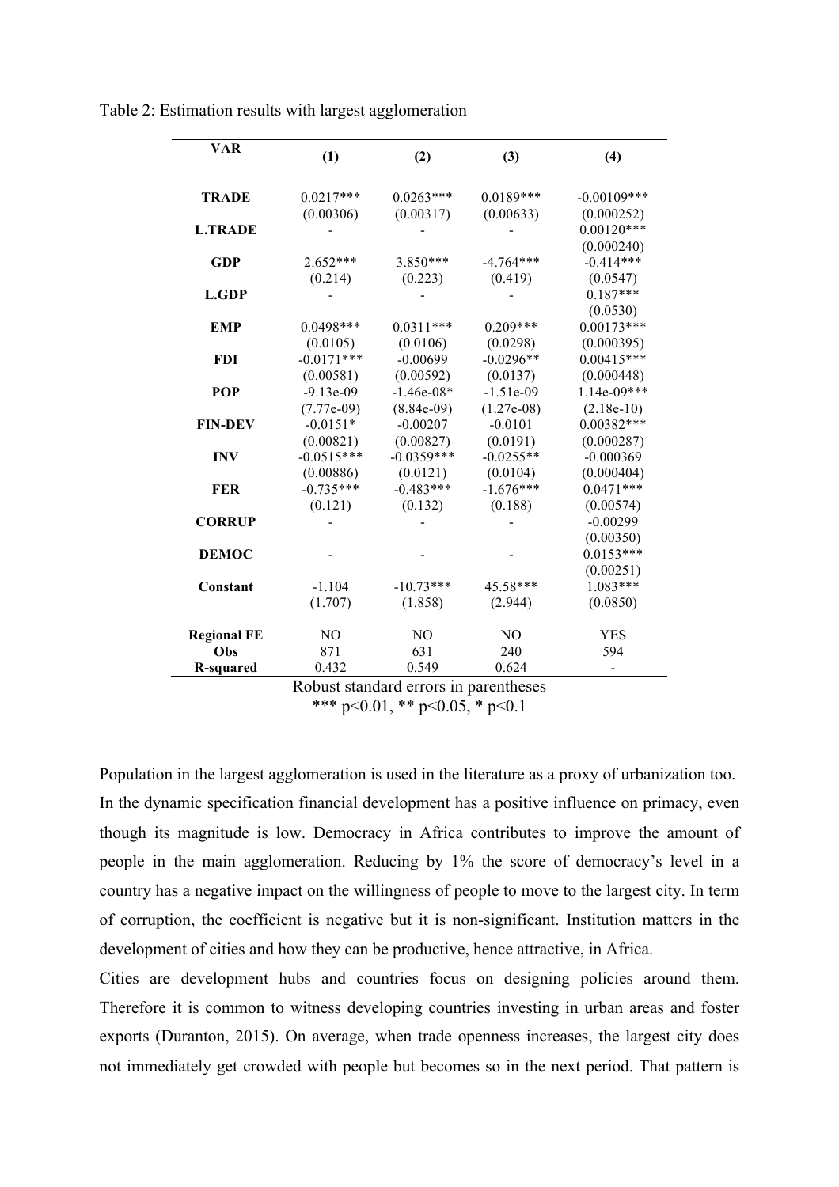Table 2: Estimation results with largest agglomeration

| VAR | (1) | (2) | (3) | (4) |
|---|---|---|---|---|
| **TRADE** | 0.0217*** | 0.0263*** | 0.0189*** | -0.00109*** |
| | (0.00306) | (0.00317) | (0.00633) | (0.000252) |
| **L.TRADE** | - | - | - | 0.00120*** |
| | | | | (0.000240) |
| **GDP** | 2.652*** | 3.850*** | -4.764*** | -0.414*** |
| | (0.214) | (0.223) | (0.419) | (0.0547) |
| **L.GDP** | - | - | - | 0.187*** |
| | | | | (0.0530) |
| **EMP** | 0.0498*** | 0.0311*** | 0.209*** | 0.00173*** |
| | (0.0105) | (0.0106) | (0.0298) | (0.000395) |
| **FDI** | -0.0171*** | -0.00699 | -0.0296** | 0.00415*** |
| | (0.00581) | (0.00592) | (0.0137) | (0.000448) |
| **POP** | -9.13e-09 | -1.46e-08* | -1.51e-09 | 1.14e-09*** |
| | (7.77e-09) | (8.84e-09) | (1.27e-08) | (2.18e-10) |
| **FIN-DEV** | -0.0151* | -0.00207 | -0.0101 | 0.00382*** |
| | (0.00821) | (0.00827) | (0.0191) | (0.000287) |
| **INV** | -0.0515*** | -0.0359*** | -0.0255** | -0.000369 |
| | (0.00886) | (0.0121) | (0.0104) | (0.000404) |
| **FER** | -0.735*** | -0.483*** | -1.676*** | 0.0471*** |
| | (0.121) | (0.132) | (0.188) | (0.00574) |
| **CORRUP** | - | - | - | -0.00299 |
| | | | | (0.00350) |
| **DEMOC** | - | - | - | 0.0153*** |
| | | | | (0.00251) |
| **Constant** | -1.104 | -10.73*** | 45.58*** | 1.083*** |
| | (1.707) | (1.858) | (2.944) | (0.0850) |
| **Regional FE** | NO | NO | NO | YES |
| **Obs** | 871 | 631 | 240 | 594 |
| **R-squared** | 0.432 | 0.549 | 0.624 | - |

Robust standard errors in parentheses
*** $p<0.01$, ** $p<0.05$, * $p<0.1$

Population in the largest agglomeration is used in the literature as a proxy of urbanization too. In the dynamic specification financial development has a positive influence on primacy, even though its magnitude is low. Democracy in Africa contributes to improve the amount of people in the main agglomeration. Reducing by 1% the score of democracy's level in a country has a negative impact on the willingness of people to move to the largest city. In term of corruption, the coefficient is negative but it is non-significant. Institution matters in the development of cities and how they can be productive, hence attractive, in Africa.

Cities are development hubs and countries focus on designing policies around them. Therefore it is common to witness developing countries investing in urban areas and foster exports (Duranton, 2015). On average, when trade openness increases, the largest city does not immediately get crowded with people but becomes so in the next period. That pattern is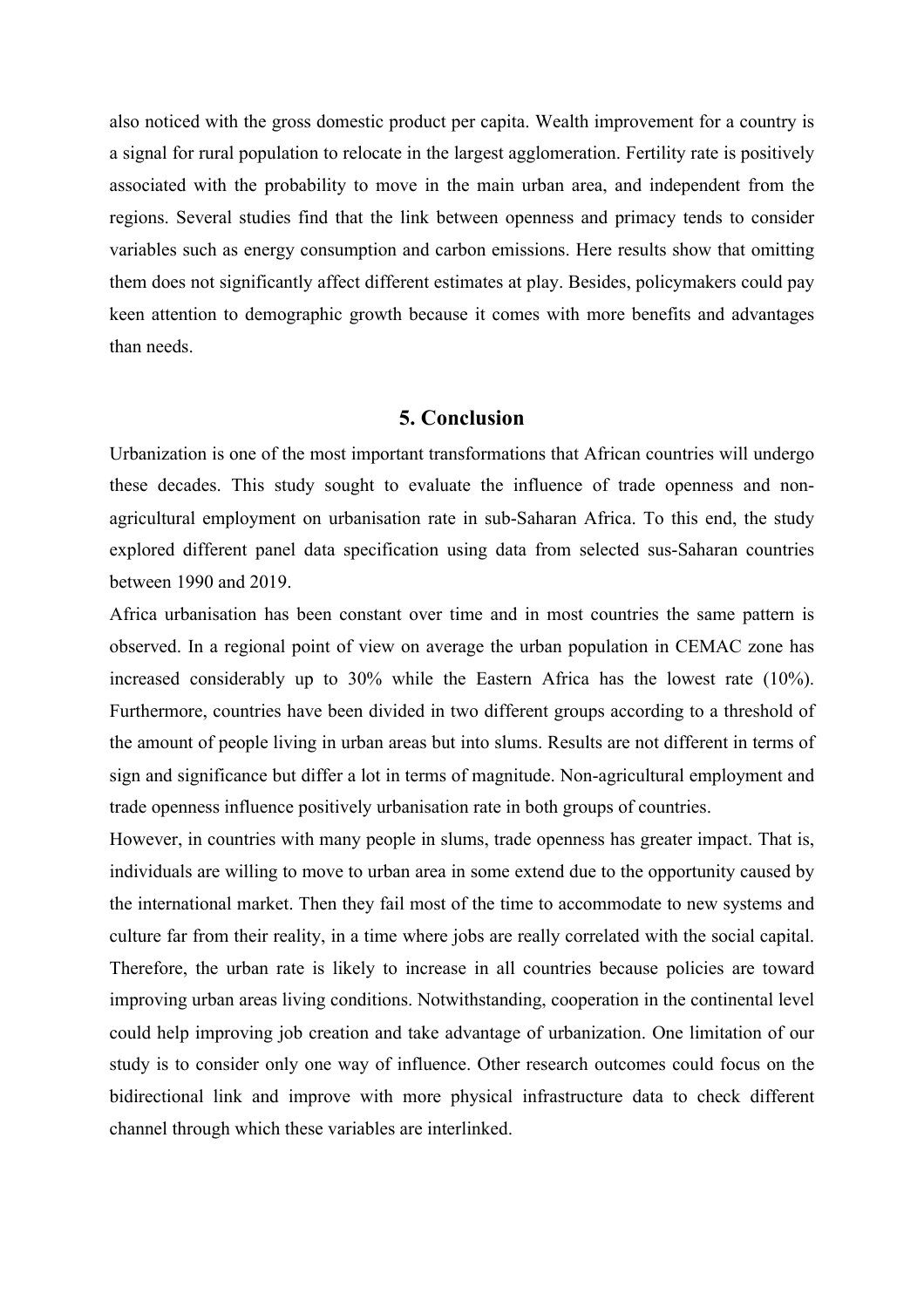also noticed with the gross domestic product per capita. Wealth improvement for a country is a signal for rural population to relocate in the largest agglomeration. Fertility rate is positively associated with the probability to move in the main urban area, and independent from the regions. Several studies find that the link between openness and primacy tends to consider variables such as energy consumption and carbon emissions. Here results show that omitting them does not significantly affect different estimates at play. Besides, policymakers could pay keen attention to demographic growth because it comes with more benefits and advantages than needs.

## 5. Conclusion

Urbanization is one of the most important transformations that African countries will undergo these decades. This study sought to evaluate the influence of trade openness and non-agricultural employment on urbanisation rate in sub-Saharan Africa. To this end, the study explored different panel data specification using data from selected sus-Saharan countries between 1990 and 2019.

Africa urbanisation has been constant over time and in most countries the same pattern is observed. In a regional point of view on average the urban population in CEMAC zone has increased considerably up to 30% while the Eastern Africa has the lowest rate (10%). Furthermore, countries have been divided in two different groups according to a threshold of the amount of people living in urban areas but into slums. Results are not different in terms of sign and significance but differ a lot in terms of magnitude. Non-agricultural employment and trade openness influence positively urbanisation rate in both groups of countries.

However, in countries with many people in slums, trade openness has greater impact. That is, individuals are willing to move to urban area in some extend due to the opportunity caused by the international market. Then they fail most of the time to accommodate to new systems and culture far from their reality, in a time where jobs are really correlated with the social capital. Therefore, the urban rate is likely to increase in all countries because policies are toward improving urban areas living conditions. Notwithstanding, cooperation in the continental level could help improving job creation and take advantage of urbanization. One limitation of our study is to consider only one way of influence. Other research outcomes could focus on the bidirectional link and improve with more physical infrastructure data to check different channel through which these variables are interlinked.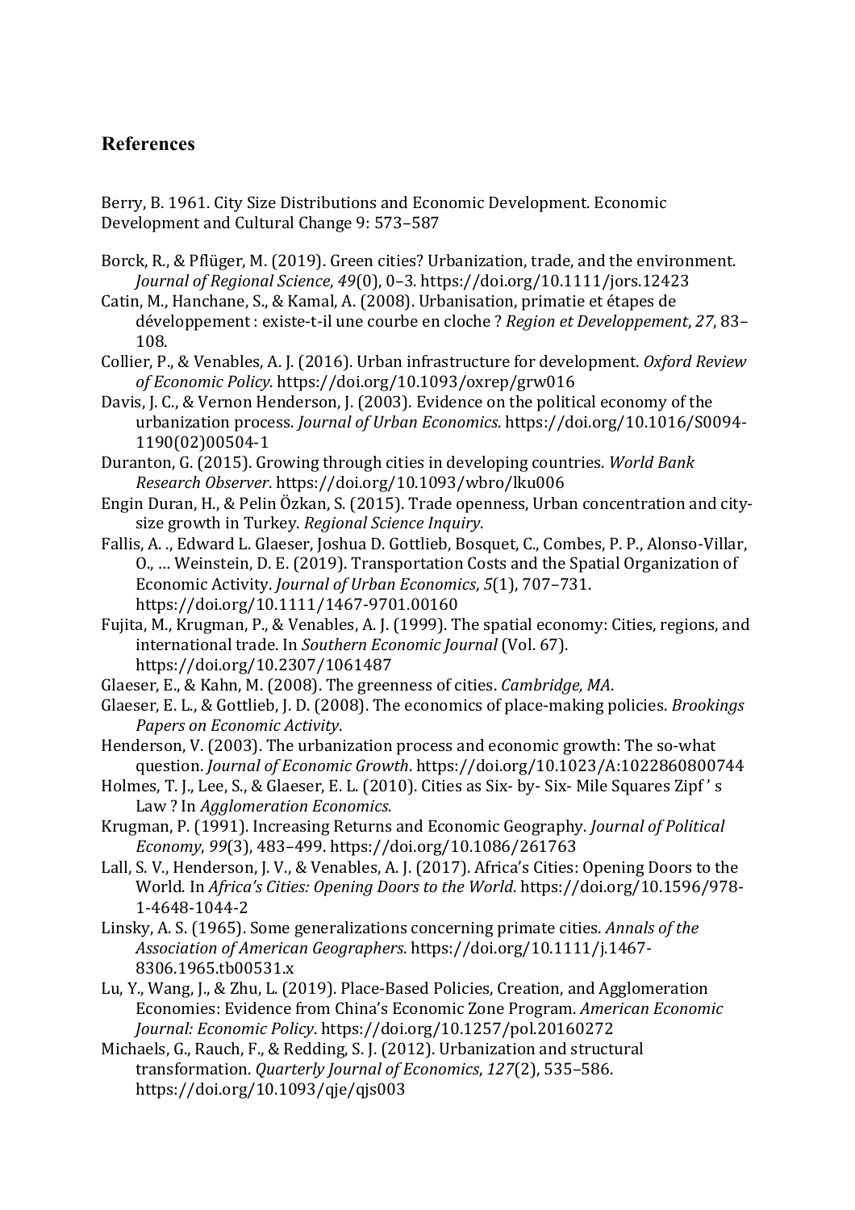## References

Berry, B. 1961. City Size Distributions and Economic Development. Economic Development and Cultural Change 9: 573–587

Borck, R., & Pflüger, M. (2019). Green cities? Urbanization, trade, and the environment. *Journal of Regional Science*, *49*(0), 0–3. https://doi.org/10.1111/jors.12423

Catin, M., Hanchane, S., & Kamal, A. (2008). Urbanisation, primatie et étapes de développement : existe-t-il une courbe en cloche ? *Region et Developpement*, *27*, 83–108.

Collier, P., & Venables, A. J. (2016). Urban infrastructure for development. *Oxford Review of Economic Policy*. https://doi.org/10.1093/oxrep/grw016

Davis, J. C., & Vernon Henderson, J. (2003). Evidence on the political economy of the urbanization process. *Journal of Urban Economics*. https://doi.org/10.1016/S0094-1190(02)00504-1

Duranton, G. (2015). Growing through cities in developing countries. *World Bank Research Observer*. https://doi.org/10.1093/wbro/lku006

Engin Duran, H., & Pelin Özkan, S. (2015). Trade openness, Urban concentration and city-size growth in Turkey. *Regional Science Inquiry*.

Fallis, A. ., Edward L. Glaeser, Joshua D. Gottlieb, Bosquet, C., Combes, P. P., Alonso-Villar, O., … Weinstein, D. E. (2019). Transportation Costs and the Spatial Organization of Economic Activity. *Journal of Urban Economics*, *5*(1), 707–731. https://doi.org/10.1111/1467-9701.00160

Fujita, M., Krugman, P., & Venables, A. J. (1999). The spatial economy: Cities, regions, and international trade. In *Southern Economic Journal* (Vol. 67). https://doi.org/10.2307/1061487

Glaeser, E., & Kahn, M. (2008). The greenness of cities. *Cambridge, MA*.

Glaeser, E. L., & Gottlieb, J. D. (2008). The economics of place-making policies. *Brookings Papers on Economic Activity*.

Henderson, V. (2003). The urbanization process and economic growth: The so-what question. *Journal of Economic Growth*. https://doi.org/10.1023/A:1022860800744

Holmes, T. J., Lee, S., & Glaeser, E. L. (2010). Cities as Six- by- Six- Mile Squares Zipf ' s Law ? In *Agglomeration Economics*.

Krugman, P. (1991). Increasing Returns and Economic Geography. *Journal of Political Economy*, *99*(3), 483–499. https://doi.org/10.1086/261763

Lall, S. V., Henderson, J. V., & Venables, A. J. (2017). Africa's Cities: Opening Doors to the World. In *Africa's Cities: Opening Doors to the World*. https://doi.org/10.1596/978-1-4648-1044-2

Linsky, A. S. (1965). Some generalizations concerning primate cities. *Annals of the Association of American Geographers*. https://doi.org/10.1111/j.1467-8306.1965.tb00531.x

Lu, Y., Wang, J., & Zhu, L. (2019). Place-Based Policies, Creation, and Agglomeration Economies: Evidence from China's Economic Zone Program. *American Economic Journal: Economic Policy*. https://doi.org/10.1257/pol.20160272

Michaels, G., Rauch, F., & Redding, S. J. (2012). Urbanization and structural transformation. *Quarterly Journal of Economics*, *127*(2), 535–586. https://doi.org/10.1093/qje/qjs003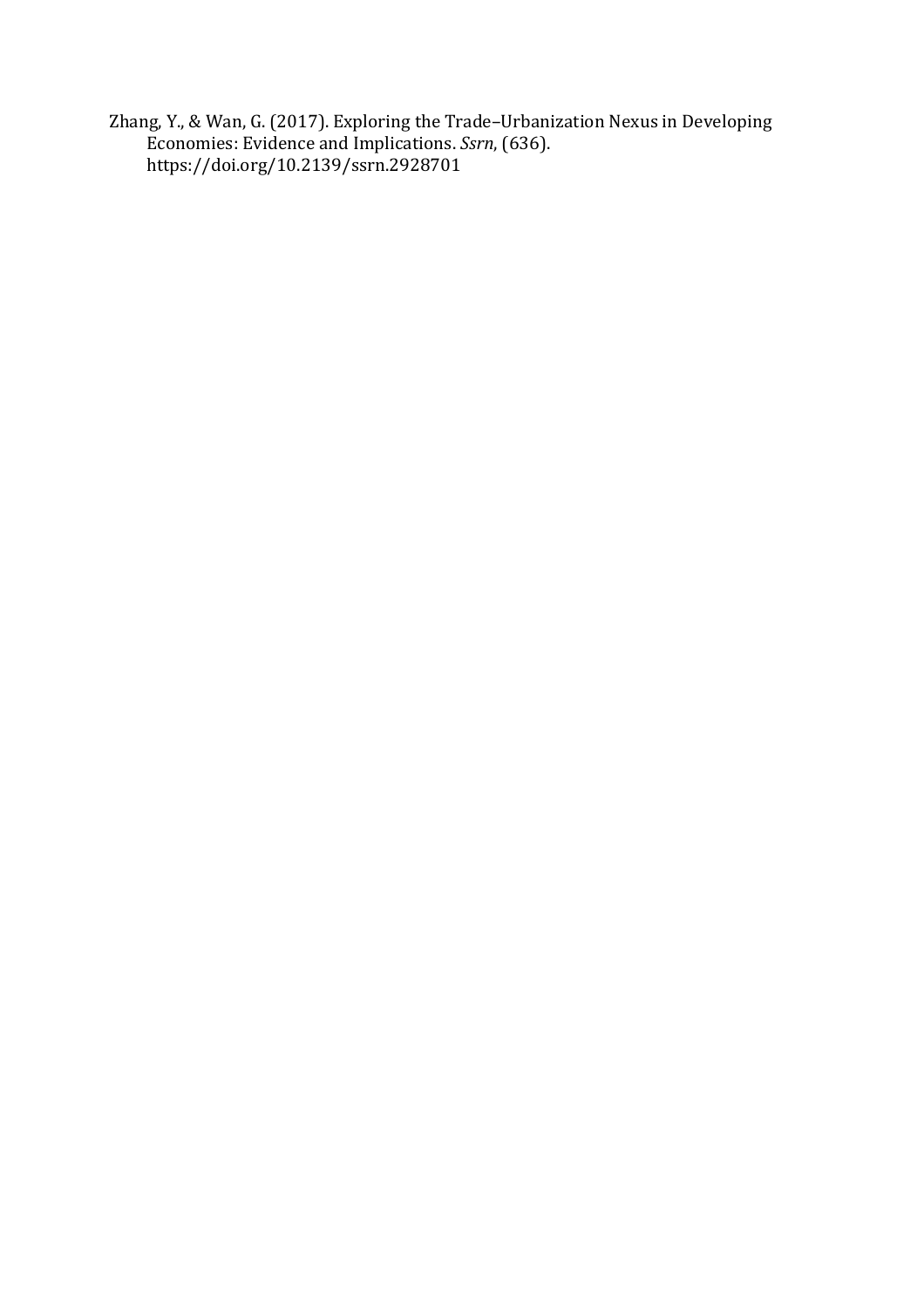Zhang, Y., & Wan, G. (2017). Exploring the Trade–Urbanization Nexus in Developing Economies: Evidence and Implications. *Ssrn*, (636). https://doi.org/10.2139/ssrn.2928701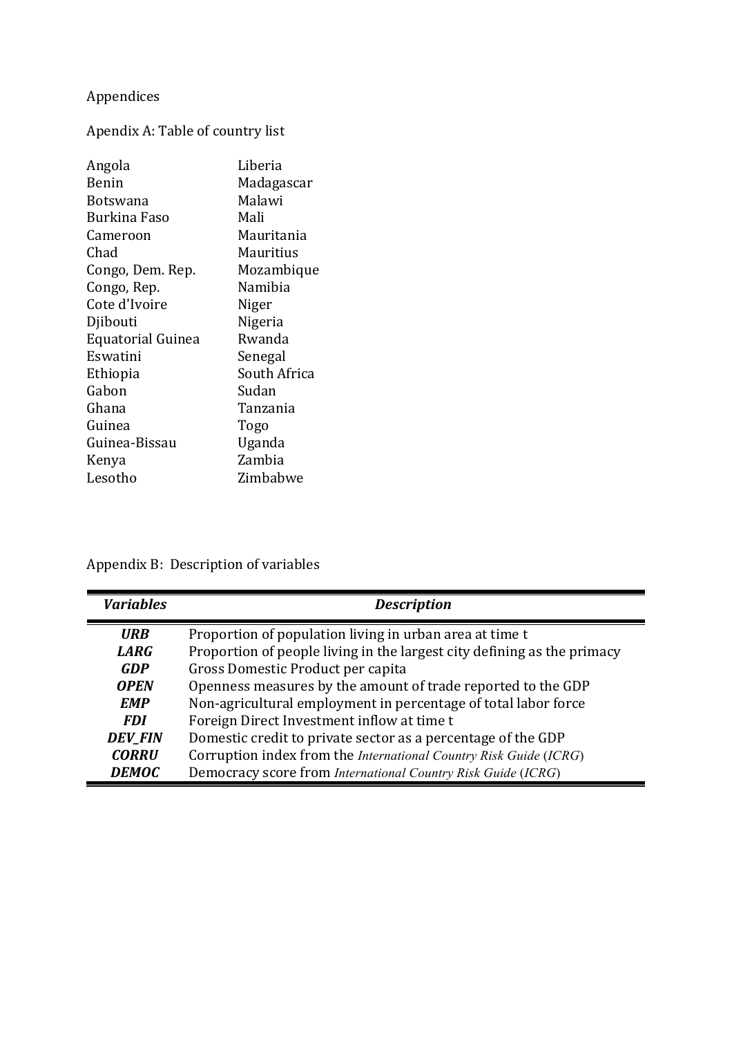Appendices

Apendix A: Table of country list

| | |
|---|---|
| Angola | Liberia |
| Benin | Madagascar |
| Botswana | Malawi |
| Burkina Faso | Mali |
| Cameroon | Mauritania |
| Chad | Mauritius |
| Congo, Dem. Rep. | Mozambique |
| Congo, Rep. | Namibia |
| Cote d'Ivoire | Niger |
| Djibouti | Nigeria |
| Equatorial Guinea | Rwanda |
| Eswatini | Senegal |
| Ethiopia | South Africa |
| Gabon | Sudan |
| Ghana | Tanzania |
| Guinea | Togo |
| Guinea-Bissau | Uganda |
| Kenya | Zambia |
| Lesotho | Zimbabwe |

Appendix B: Description of variables

| ***Variables*** | ***Description*** |
|---|---|
| ***URB*** | Proportion of population living in urban area at time t |
| ***LARG*** | Proportion of people living in the largest city defining as the primacy |
| ***GDP*** | Gross Domestic Product per capita |
| ***OPEN*** | Openness measures by the amount of trade reported to the GDP |
| ***EMP*** | Non-agricultural employment in percentage of total labor force |
| ***FDI*** | Foreign Direct Investment inflow at time t |
| ***DEV_FIN*** | Domestic credit to private sector as a percentage of the GDP |
| ***CORRU*** | Corruption index from the *International Country Risk Guide* (*ICRG*) |
| ***DEMOC*** | Democracy score from *International Country Risk Guide* (*ICRG*) |